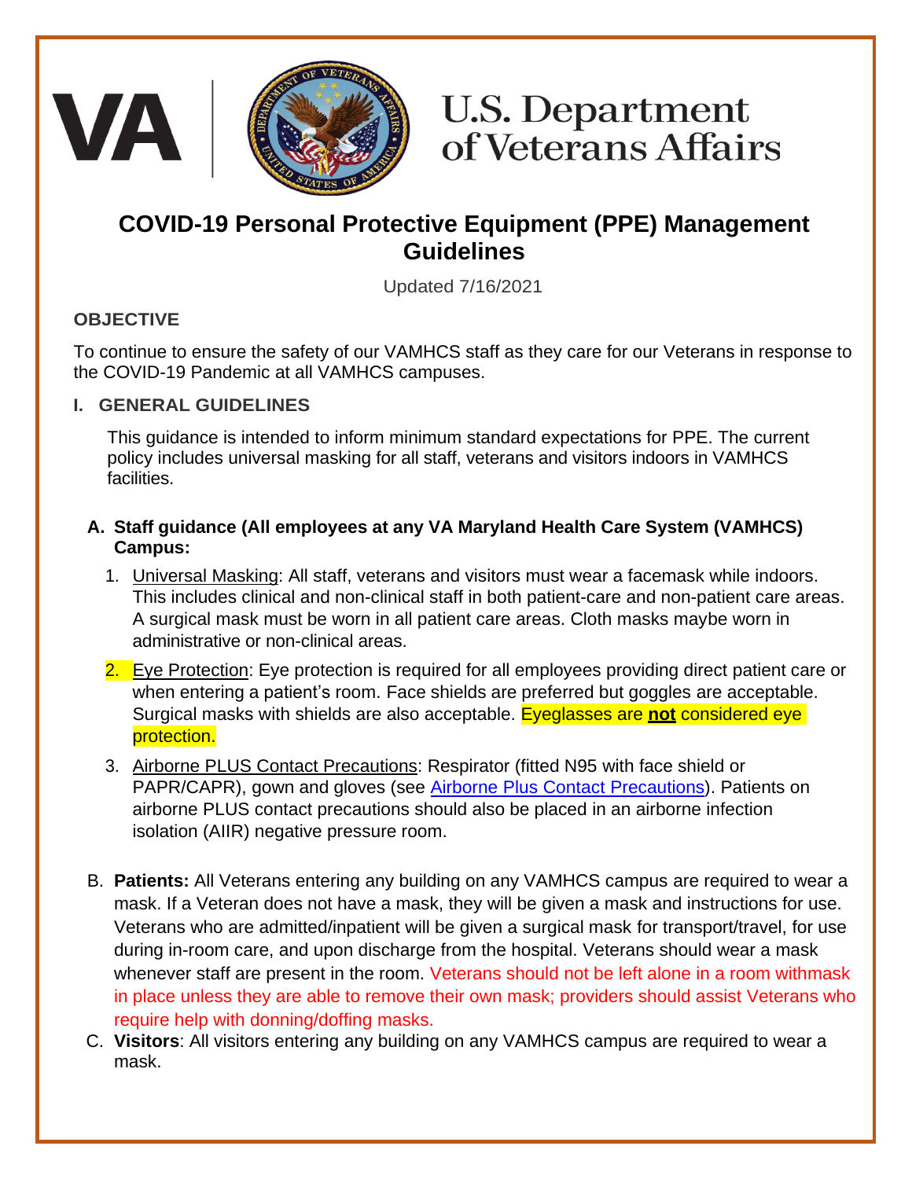VA | U.S. Department of Veterans Affairs

# COVID-19 Personal Protective Equipment (PPE) Management Guidelines

Updated 7/16/2021

## OBJECTIVE

To continue to ensure the safety of our VAMHCS staff as they care for our Veterans in response to the COVID-19 Pandemic at all VAMHCS campuses.

## I. GENERAL GUIDELINES

This guidance is intended to inform minimum standard expectations for PPE. The current policy includes universal masking for all staff, veterans and visitors indoors in VAMHCS facilities.

### A. Staff guidance (All employees at any VA Maryland Health Care System (VAMHCS) Campus:

1. Universal Masking: All staff, veterans and visitors must wear a facemask while indoors. This includes clinical and non-clinical staff in both patient-care and non-patient care areas. A surgical mask must be worn in all patient care areas. Cloth masks maybe worn in administrative or non-clinical areas.
2. Eye Protection: Eye protection is required for all employees providing direct patient care or when entering a patient's room. Face shields are preferred but goggles are acceptable. Surgical masks with shields are also acceptable. Eyeglasses are **not** considered eye protection.
3. Airborne PLUS Contact Precautions: Respirator (fitted N95 with face shield or PAPR/CAPR), gown and gloves (see Airborne Plus Contact Precautions). Patients on airborne PLUS contact precautions should also be placed in an airborne infection isolation (AIIR) negative pressure room.

B. **Patients:** All Veterans entering any building on any VAMHCS campus are required to wear a mask. If a Veteran does not have a mask, they will be given a mask and instructions for use. Veterans who are admitted/inpatient will be given a surgical mask for transport/travel, for use during in-room care, and upon discharge from the hospital. Veterans should wear a mask whenever staff are present in the room. Veterans should not be left alone in a room withmask in place unless they are able to remove their own mask; providers should assist Veterans who require help with donning/doffing masks.

C. **Visitors**: All visitors entering any building on any VAMHCS campus are required to wear a mask.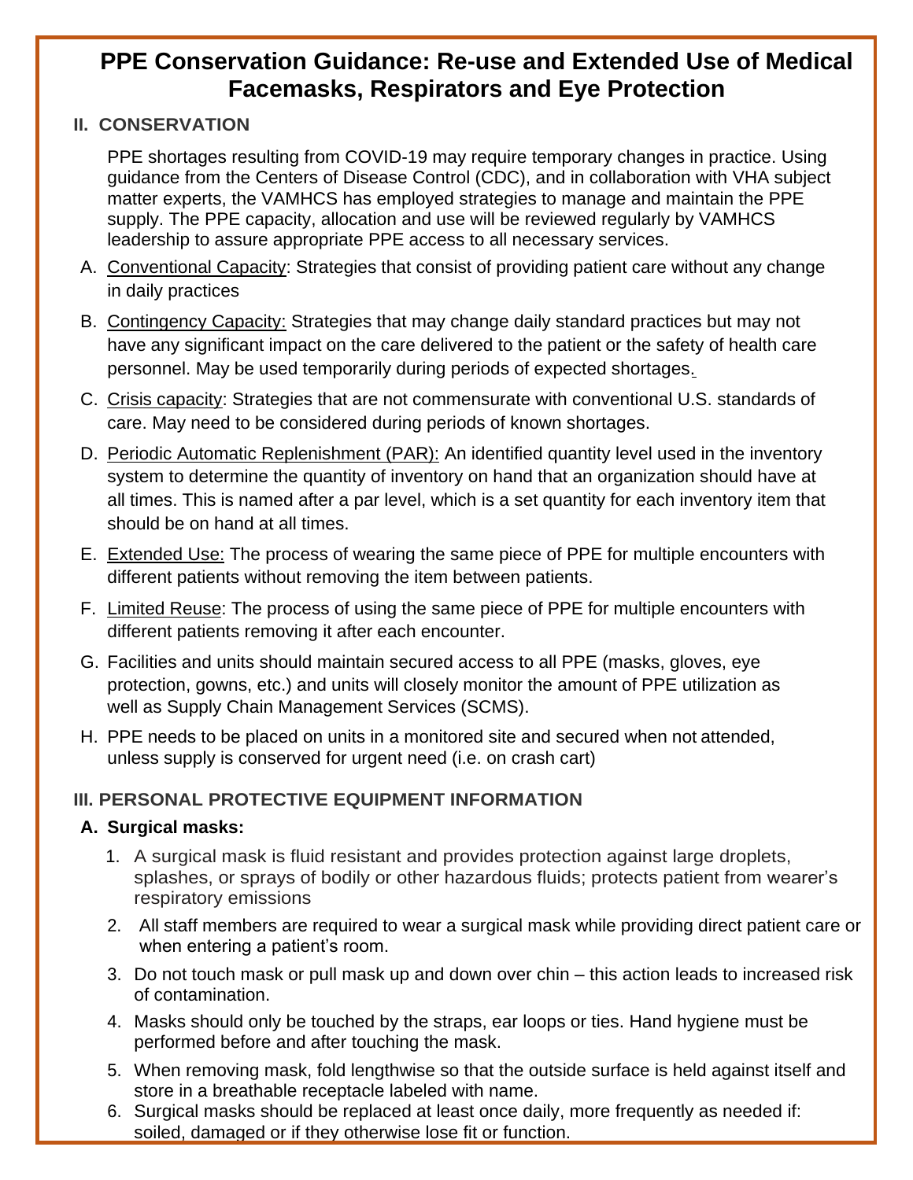# PPE Conservation Guidance: Re-use and Extended Use of Medical Facemasks, Respirators and Eye Protection

## II. CONSERVATION

PPE shortages resulting from COVID-19 may require temporary changes in practice. Using guidance from the Centers of Disease Control (CDC), and in collaboration with VHA subject matter experts, the VAMHCS has employed strategies to manage and maintain the PPE supply. The PPE capacity, allocation and use will be reviewed regularly by VAMHCS leadership to assure appropriate PPE access to all necessary services.

A. Conventional Capacity: Strategies that consist of providing patient care without any change in daily practices

B. Contingency Capacity: Strategies that may change daily standard practices but may not have any significant impact on the care delivered to the patient or the safety of health care personnel. May be used temporarily during periods of expected shortages.

C. Crisis capacity: Strategies that are not commensurate with conventional U.S. standards of care. May need to be considered during periods of known shortages.

D. Periodic Automatic Replenishment (PAR): An identified quantity level used in the inventory system to determine the quantity of inventory on hand that an organization should have at all times. This is named after a par level, which is a set quantity for each inventory item that should be on hand at all times.

E. Extended Use: The process of wearing the same piece of PPE for multiple encounters with different patients without removing the item between patients.

F. Limited Reuse: The process of using the same piece of PPE for multiple encounters with different patients removing it after each encounter.

G. Facilities and units should maintain secured access to all PPE (masks, gloves, eye protection, gowns, etc.) and units will closely monitor the amount of PPE utilization as well as Supply Chain Management Services (SCMS).

H. PPE needs to be placed on units in a monitored site and secured when not attended, unless supply is conserved for urgent need (i.e. on crash cart)

## III. PERSONAL PROTECTIVE EQUIPMENT INFORMATION

### A. Surgical masks:

1. A surgical mask is fluid resistant and provides protection against large droplets, splashes, or sprays of bodily or other hazardous fluids; protects patient from wearer's respiratory emissions
2. All staff members are required to wear a surgical mask while providing direct patient care or when entering a patient's room.
3. Do not touch mask or pull mask up and down over chin – this action leads to increased risk of contamination.
4. Masks should only be touched by the straps, ear loops or ties. Hand hygiene must be performed before and after touching the mask.
5. When removing mask, fold lengthwise so that the outside surface is held against itself and store in a breathable receptacle labeled with name.
6. Surgical masks should be replaced at least once daily, more frequently as needed if: soiled, damaged or if they otherwise lose fit or function.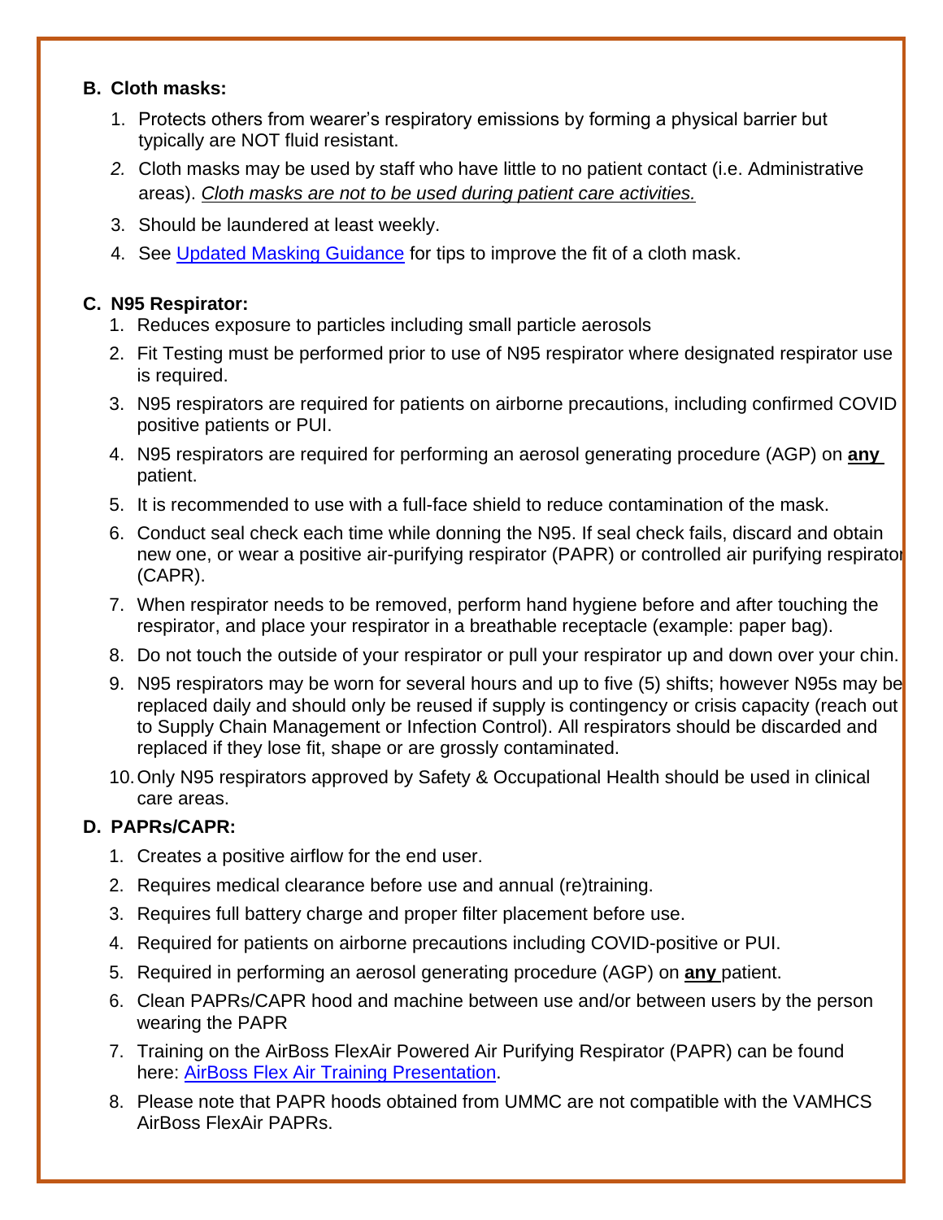**B. Cloth masks:**

1. Protects others from wearer's respiratory emissions by forming a physical barrier but typically are NOT fluid resistant.
2. *Cloth masks may be used by staff who have little to no patient contact (i.e. Administrative areas). Cloth masks are not to be used during patient care activities.*
3. Should be laundered at least weekly.
4. See [Updated Masking Guidance] for tips to improve the fit of a cloth mask.

**C. N95 Respirator:**

1. Reduces exposure to particles including small particle aerosols
2. Fit Testing must be performed prior to use of N95 respirator where designated respirator use is required.
3. N95 respirators are required for patients on airborne precautions, including confirmed COVID positive patients or PUI.
4. N95 respirators are required for performing an aerosol generating procedure (AGP) on **any** patient.
5. It is recommended to use with a full-face shield to reduce contamination of the mask.
6. Conduct seal check each time while donning the N95. If seal check fails, discard and obtain new one, or wear a positive air-purifying respirator (PAPR) or controlled air purifying respirator (CAPR).
7. When respirator needs to be removed, perform hand hygiene before and after touching the respirator, and place your respirator in a breathable receptacle (example: paper bag).
8. Do not touch the outside of your respirator or pull your respirator up and down over your chin.
9. N95 respirators may be worn for several hours and up to five (5) shifts; however N95s may be replaced daily and should only be reused if supply is contingency or crisis capacity (reach out to Supply Chain Management or Infection Control). All respirators should be discarded and replaced if they lose fit, shape or are grossly contaminated.
10. Only N95 respirators approved by Safety & Occupational Health should be used in clinical care areas.

**D. PAPRs/CAPR:**

1. Creates a positive airflow for the end user.
2. Requires medical clearance before use and annual (re)training.
3. Requires full battery charge and proper filter placement before use.
4. Required for patients on airborne precautions including COVID-positive or PUI.
5. Required in performing an aerosol generating procedure (AGP) on **any** patient.
6. Clean PAPRs/CAPR hood and machine between use and/or between users by the person wearing the PAPR
7. Training on the AirBoss FlexAir Powered Air Purifying Respirator (PAPR) can be found here: [AirBoss Flex Air Training Presentation].
8. Please note that PAPR hoods obtained from UMMC are not compatible with the VAMHCS AirBoss FlexAir PAPRs.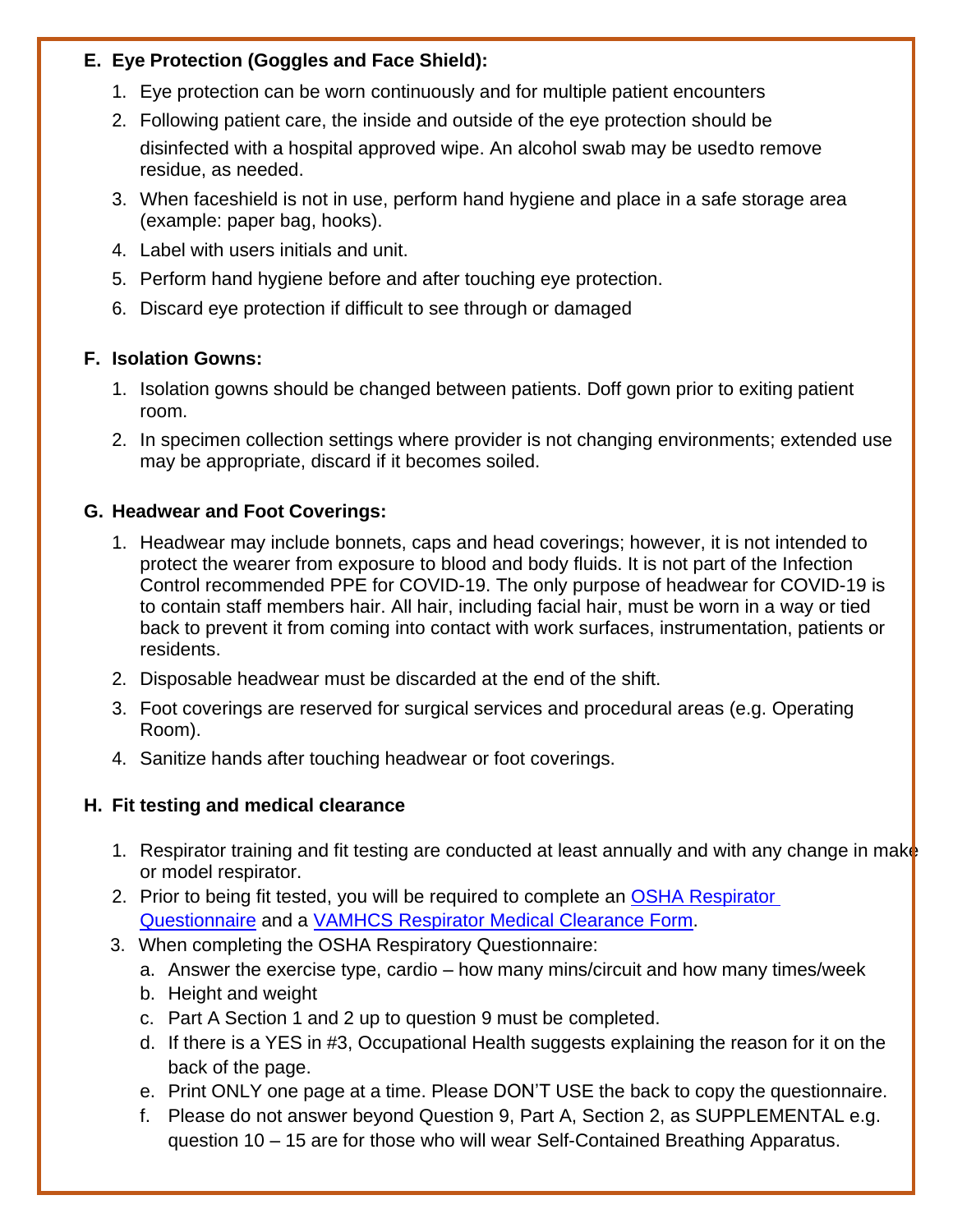**E. Eye Protection (Goggles and Face Shield):**

1. Eye protection can be worn continuously and for multiple patient encounters
2. Following patient care, the inside and outside of the eye protection should be disinfected with a hospital approved wipe. An alcohol swab may be usedto remove residue, as needed.
3. When faceshield is not in use, perform hand hygiene and place in a safe storage area (example: paper bag, hooks).
4. Label with users initials and unit.
5. Perform hand hygiene before and after touching eye protection.
6. Discard eye protection if difficult to see through or damaged

**F. Isolation Gowns:**

1. Isolation gowns should be changed between patients. Doff gown prior to exiting patient room.
2. In specimen collection settings where provider is not changing environments; extended use may be appropriate, discard if it becomes soiled.

**G. Headwear and Foot Coverings:**

1. Headwear may include bonnets, caps and head coverings; however, it is not intended to protect the wearer from exposure to blood and body fluids. It is not part of the Infection Control recommended PPE for COVID-19. The only purpose of headwear for COVID-19 is to contain staff members hair. All hair, including facial hair, must be worn in a way or tied back to prevent it from coming into contact with work surfaces, instrumentation, patients or residents.
2. Disposable headwear must be discarded at the end of the shift.
3. Foot coverings are reserved for surgical services and procedural areas (e.g. Operating Room).
4. Sanitize hands after touching headwear or foot coverings.

**H. Fit testing and medical clearance**

1. Respirator training and fit testing are conducted at least annually and with any change in make or model respirator.
2. Prior to being fit tested, you will be required to complete an OSHA Respirator Questionnaire and a VAMHCS Respirator Medical Clearance Form.
3. When completing the OSHA Respiratory Questionnaire:
   a. Answer the exercise type, cardio – how many mins/circuit and how many times/week
   b. Height and weight
   c. Part A Section 1 and 2 up to question 9 must be completed.
   d. If there is a YES in #3, Occupational Health suggests explaining the reason for it on the back of the page.
   e. Print ONLY one page at a time. Please DON'T USE the back to copy the questionnaire.
   f. Please do not answer beyond Question 9, Part A, Section 2, as SUPPLEMENTAL e.g. question 10 – 15 are for those who will wear Self-Contained Breathing Apparatus.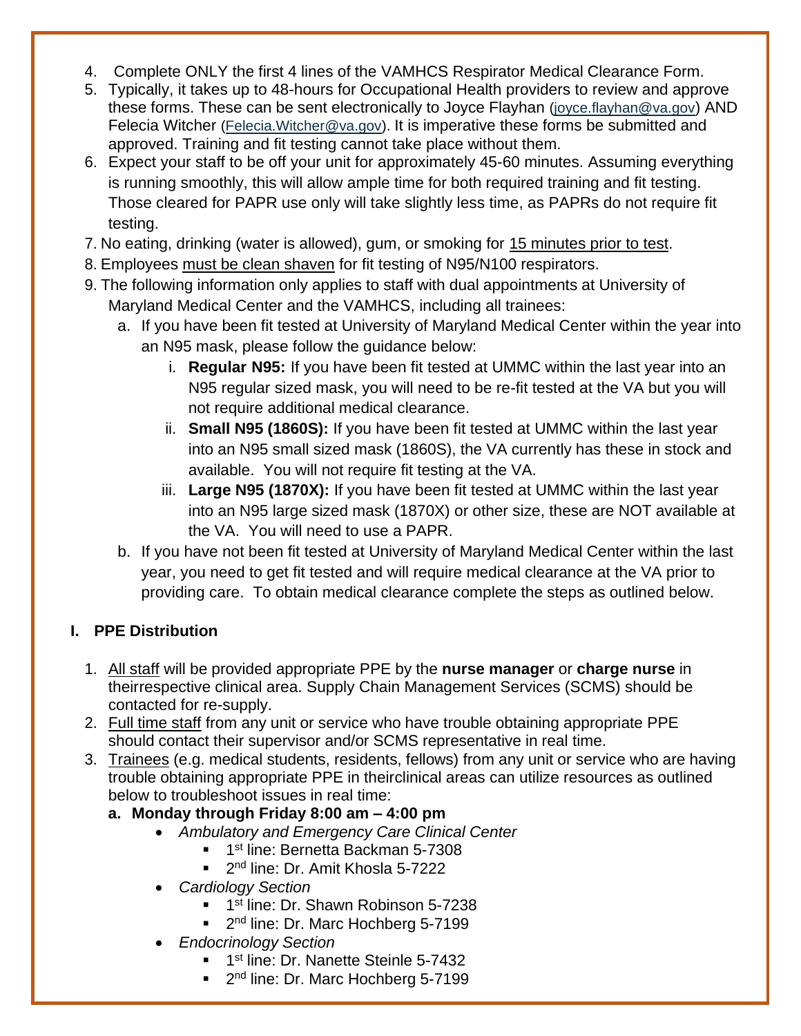4. Complete ONLY the first 4 lines of the VAMHCS Respirator Medical Clearance Form.
5. Typically, it takes up to 48-hours for Occupational Health providers to review and approve these forms. These can be sent electronically to Joyce Flayhan (joyce.flayhan@va.gov) AND Felecia Witcher (Felecia.Witcher@va.gov). It is imperative these forms be submitted and approved. Training and fit testing cannot take place without them.
6. Expect your staff to be off your unit for approximately 45-60 minutes. Assuming everything is running smoothly, this will allow ample time for both required training and fit testing. Those cleared for PAPR use only will take slightly less time, as PAPRs do not require fit testing.
7. No eating, drinking (water is allowed), gum, or smoking for 15 minutes prior to test.
8. Employees must be clean shaven for fit testing of N95/N100 respirators.
9. The following information only applies to staff with dual appointments at University of Maryland Medical Center and the VAMHCS, including all trainees:
   a. If you have been fit tested at University of Maryland Medical Center within the year into an N95 mask, please follow the guidance below:
      i. **Regular N95:** If you have been fit tested at UMMC within the last year into an N95 regular sized mask, you will need to be re-fit tested at the VA but you will not require additional medical clearance.
      ii. **Small N95 (1860S):** If you have been fit tested at UMMC within the last year into an N95 small sized mask (1860S), the VA currently has these in stock and available. You will not require fit testing at the VA.
      iii. **Large N95 (1870X):** If you have been fit tested at UMMC within the last year into an N95 large sized mask (1870X) or other size, these are NOT available at the VA. You will need to use a PAPR.
   b. If you have not been fit tested at University of Maryland Medical Center within the last year, you need to get fit tested and will require medical clearance at the VA prior to providing care. To obtain medical clearance complete the steps as outlined below.

## I. PPE Distribution

1. All staff will be provided appropriate PPE by the **nurse manager** or **charge nurse** in theirrespective clinical area. Supply Chain Management Services (SCMS) should be contacted for re-supply.
2. Full time staff from any unit or service who have trouble obtaining appropriate PPE should contact their supervisor and/or SCMS representative in real time.
3. Trainees (e.g. medical students, residents, fellows) from any unit or service who are having trouble obtaining appropriate PPE in theirclinical areas can utilize resources as outlined below to troubleshoot issues in real time:
   **a. Monday through Friday 8:00 am – 4:00 pm**
   - *Ambulatory and Emergency Care Clinical Center*
     - 1st line: Bernetta Backman 5-7308
     - 2nd line: Dr. Amit Khosla 5-7222
   - *Cardiology Section*
     - 1st line: Dr. Shawn Robinson 5-7238
     - 2nd line: Dr. Marc Hochberg 5-7199
   - *Endocrinology Section*
     - 1st line: Dr. Nanette Steinle 5-7432
     - 2nd line: Dr. Marc Hochberg 5-7199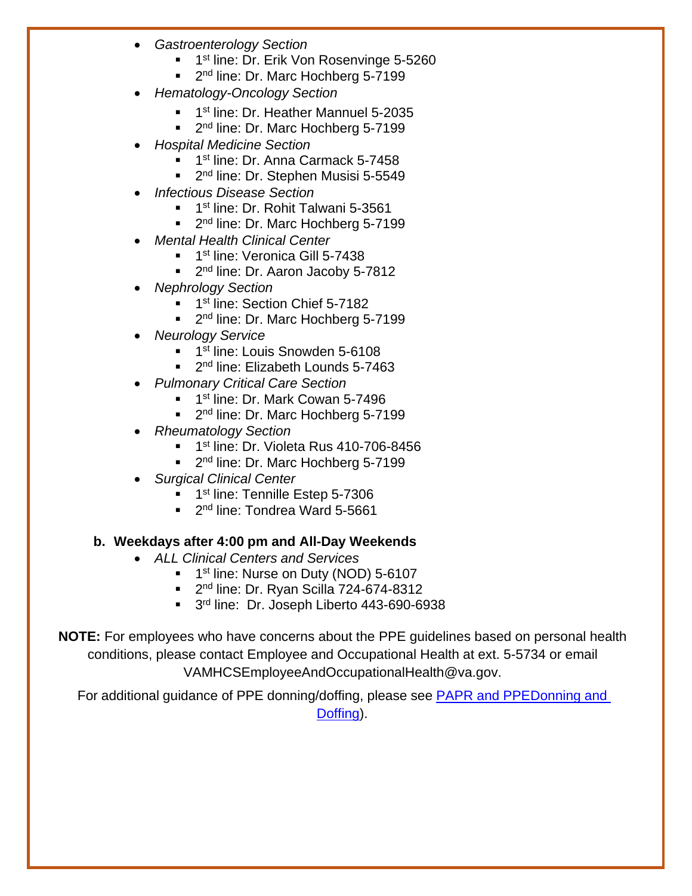- *Gastroenterology Section*
  - 1st line: Dr. Erik Von Rosenvinge 5-5260
  - 2nd line: Dr. Marc Hochberg 5-7199
- *Hematology-Oncology Section*
  - 1st line: Dr. Heather Mannuel 5-2035
  - 2nd line: Dr. Marc Hochberg 5-7199
- *Hospital Medicine Section*
  - 1st line: Dr. Anna Carmack 5-7458
  - 2nd line: Dr. Stephen Musisi 5-5549
- *Infectious Disease Section*
  - 1st line: Dr. Rohit Talwani 5-3561
  - 2nd line: Dr. Marc Hochberg 5-7199
- *Mental Health Clinical Center*
  - 1st line: Veronica Gill 5-7438
  - 2nd line: Dr. Aaron Jacoby 5-7812
- *Nephrology Section*
  - 1st line: Section Chief 5-7182
  - 2nd line: Dr. Marc Hochberg 5-7199
- *Neurology Service*
  - 1st line: Louis Snowden 5-6108
  - 2nd line: Elizabeth Lounds 5-7463
- *Pulmonary Critical Care Section*
  - 1st line: Dr. Mark Cowan 5-7496
  - 2nd line: Dr. Marc Hochberg 5-7199
- *Rheumatology Section*
  - 1st line: Dr. Violeta Rus 410-706-8456
  - 2nd line: Dr. Marc Hochberg 5-7199
- *Surgical Clinical Center*
  - 1st line: Tennille Estep 5-7306
  - 2nd line: Tondrea Ward 5-5661

**b. Weekdays after 4:00 pm and All-Day Weekends**

- *ALL Clinical Centers and Services*
  - 1st line: Nurse on Duty (NOD) 5-6107
  - 2nd line: Dr. Ryan Scilla 724-674-8312
  - 3rd line: Dr. Joseph Liberto 443-690-6938

**NOTE:** For employees who have concerns about the PPE guidelines based on personal health conditions, please contact Employee and Occupational Health at ext. 5-5734 or email VAMHCSEmployeeAndOccupationalHealth@va.gov.

For additional guidance of PPE donning/doffing, please see PAPR and PPEDonning and Doffing).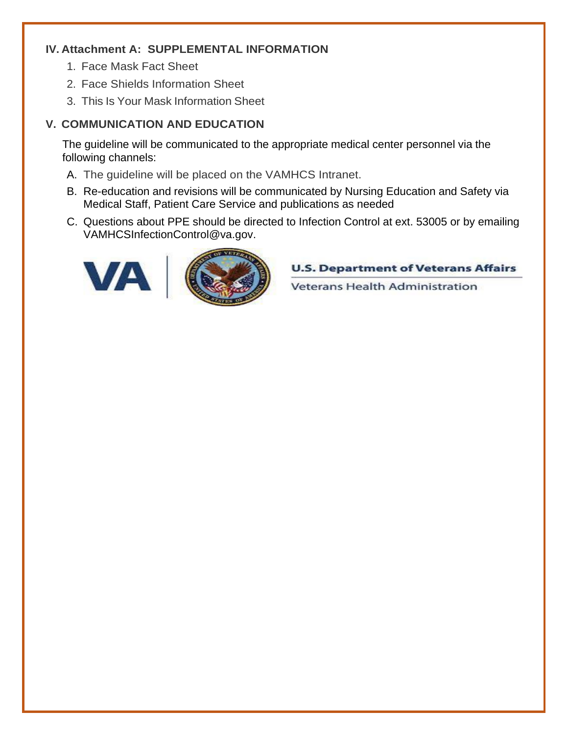## IV. Attachment A: SUPPLEMENTAL INFORMATION

1. Face Mask Fact Sheet
2. Face Shields Information Sheet
3. This Is Your Mask Information Sheet

## V. COMMUNICATION AND EDUCATION

The guideline will be communicated to the appropriate medical center personnel via the following channels:

A. The guideline will be placed on the VAMHCS Intranet.

B. Re-education and revisions will be communicated by Nursing Education and Safety via Medical Staff, Patient Care Service and publications as needed

C. Questions about PPE should be directed to Infection Control at ext. 53005 or by emailing VAMHCSInfectionControl@va.gov.

VA | U.S. Department of Veterans Affairs
Veterans Health Administration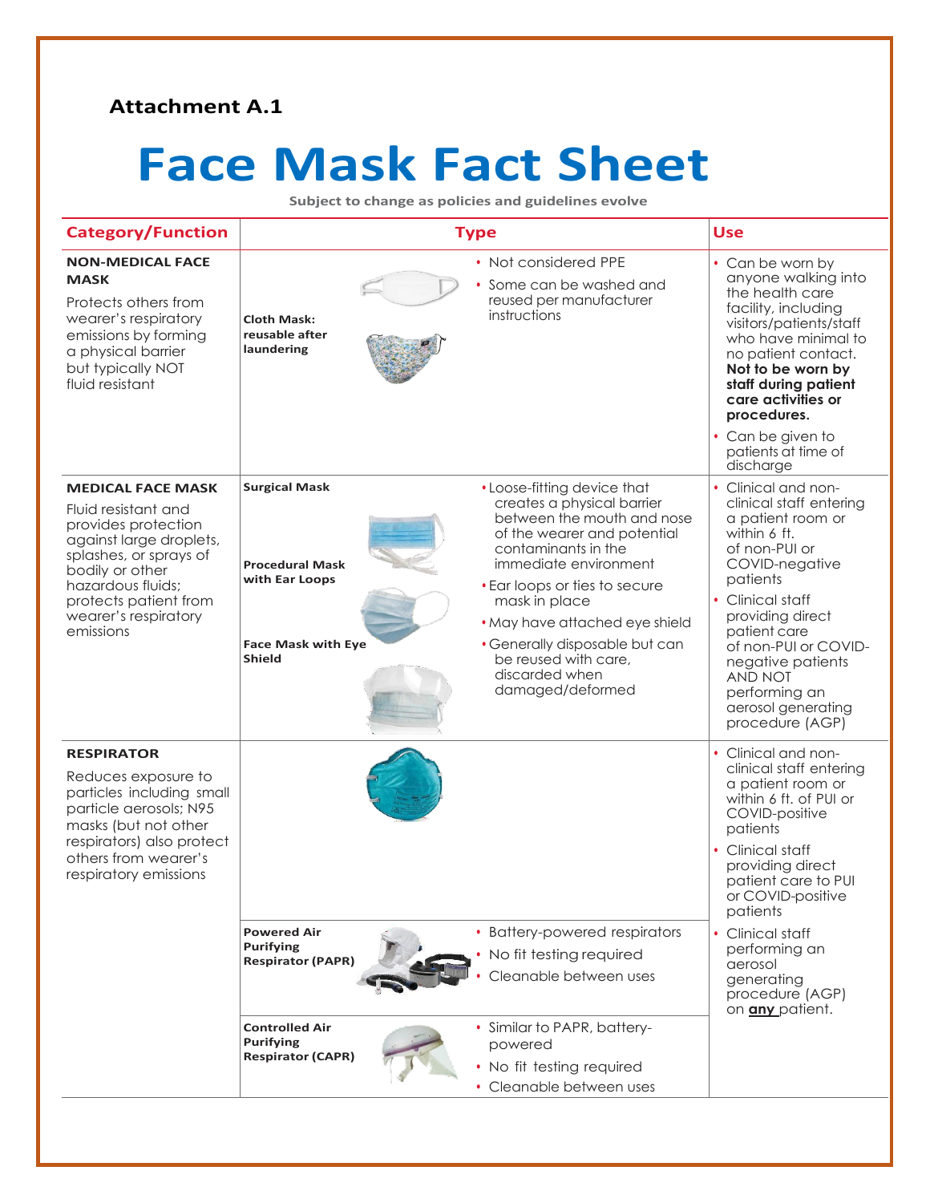**Attachment A.1**

# Face Mask Fact Sheet

**Subject to change as policies and guidelines evolve**

| Category/Function | Type | | Use |
|---|---|---|---|
| **NON-MEDICAL FACE MASK**<br>Protects others from wearer's respiratory emissions by forming a physical barrier but typically NOT fluid resistant | **Cloth Mask: reusable after laundering** | • Not considered PPE<br>• Some can be washed and reused per manufacturer instructions | • Can be worn by anyone walking into the health care facility, including visitors/patients/staff who have minimal to no patient contact. **Not to be worn by staff during patient care activities or procedures.**<br>• Can be given to patients at time of discharge |
| **MEDICAL FACE MASK**<br>Fluid resistant and provides protection against large droplets, splashes, or sprays of bodily or other hazardous fluids; protects patient from wearer's respiratory emissions | **Surgical Mask**<br>**Procedural Mask with Ear Loops**<br>**Face Mask with Eye Shield** | • Loose-fitting device that creates a physical barrier between the mouth and nose of the wearer and potential contaminants in the immediate environment<br>• Ear loops or ties to secure mask in place<br>• May have attached eye shield<br>• Generally disposable but can be reused with care, discarded when damaged/deformed | • Clinical and non-clinical staff entering a patient room or within 6 ft. of non-PUI or COVID-negative patients<br>• Clinical staff providing direct patient care of non-PUI or COVID-negative patients AND NOT performing an aerosol generating procedure (AGP) |
| **RESPIRATOR**<br>Reduces exposure to particles including small particle aerosols; N95 masks (but not other respirators) also protect others from wearer's respiratory emissions | | | • Clinical and non-clinical staff entering a patient room or within 6 ft. of PUI or COVID-positive patients<br>• Clinical staff providing direct patient care to PUI or COVID-positive patients |
| | **Powered Air Purifying Respirator (PAPR)** | • Battery-powered respirators<br>• No fit testing required<br>• Cleanable between uses | • Clinical staff performing an aerosol generating procedure (AGP) on **any** patient. |
| | **Controlled Air Purifying Respirator (CAPR)** | • Similar to PAPR, battery-powered<br>• No fit testing required<br>• Cleanable between uses | |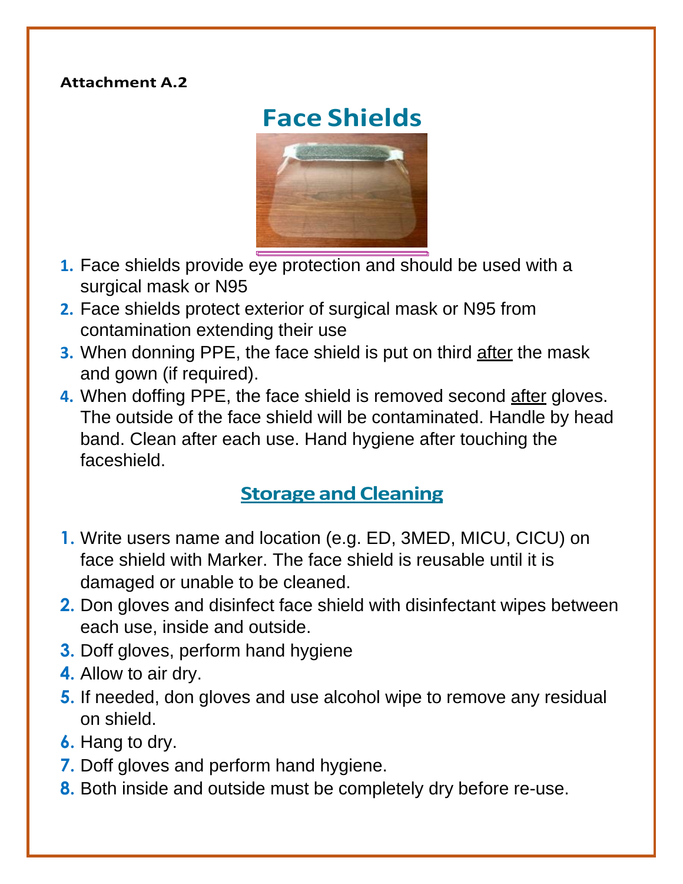**Attachment A.2**

# Face Shields

1. Face shields provide eye protection and should be used with a surgical mask or N95
2. Face shields protect exterior of surgical mask or N95 from contamination extending their use
3. When donning PPE, the face shield is put on third <u>after</u> the mask and gown (if required).
4. When doffing PPE, the face shield is removed second <u>after</u> gloves. The outside of the face shield will be contaminated. Handle by head band. Clean after each use. Hand hygiene after touching the faceshield.

## <u>Storage and Cleaning</u>

1. Write users name and location (e.g. ED, 3MED, MICU, CICU) on face shield with Marker. The face shield is reusable until it is damaged or unable to be cleaned.
2. Don gloves and disinfect face shield with disinfectant wipes between each use, inside and outside.
3. Doff gloves, perform hand hygiene
4. Allow to air dry.
5. If needed, don gloves and use alcohol wipe to remove any residual on shield.
6. Hang to dry.
7. Doff gloves and perform hand hygiene.
8. Both inside and outside must be completely dry before re-use.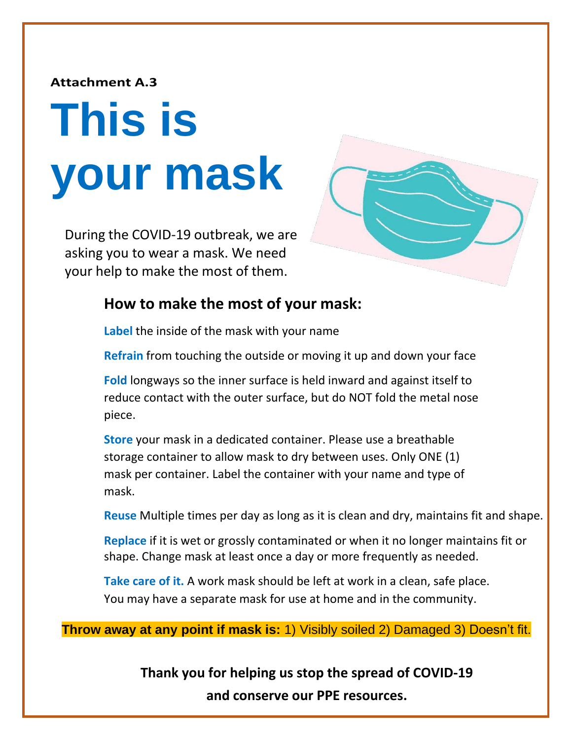**Attachment A.3**

# This is your mask

During the COVID-19 outbreak, we are asking you to wear a mask. We need your help to make the most of them.

### How to make the most of your mask:

**Label** the inside of the mask with your name

**Refrain** from touching the outside or moving it up and down your face

**Fold** longways so the inner surface is held inward and against itself to reduce contact with the outer surface, but do NOT fold the metal nose piece.

**Store** your mask in a dedicated container. Please use a breathable storage container to allow mask to dry between uses. Only ONE (1) mask per container. Label the container with your name and type of mask.

**Reuse** Multiple times per day as long as it is clean and dry, maintains fit and shape.

**Replace** if it is wet or grossly contaminated or when it no longer maintains fit or shape. Change mask at least once a day or more frequently as needed.

**Take care of it.** A work mask should be left at work in a clean, safe place. You may have a separate mask for use at home and in the community.

**Throw away at any point if mask is:** 1) Visibly soiled 2) Damaged 3) Doesn't fit.

**Thank you for helping us stop the spread of COVID-19 and conserve our PPE resources.**